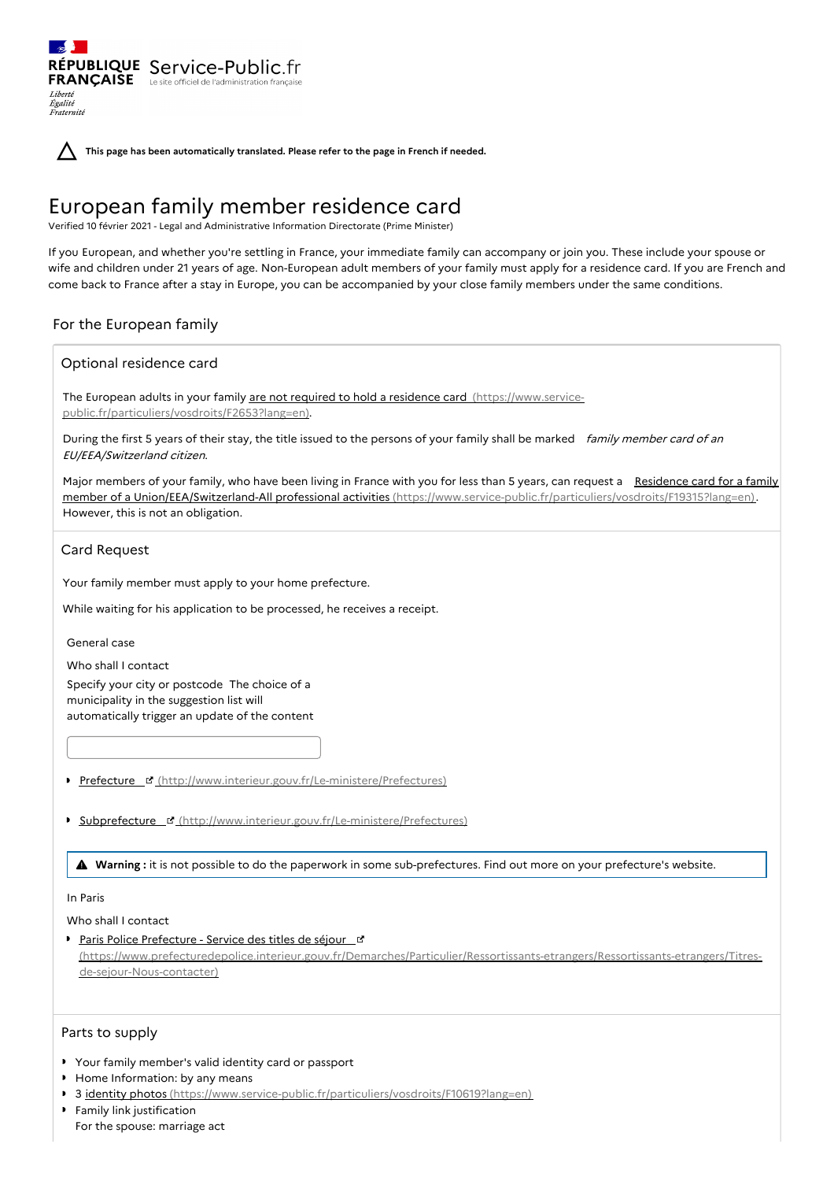RÉPUBLIQUE FRANÇAISE

*Liberté*
*Égalité*
*Fraternité*

Service-Public.fr
Le site officiel de l'administration française

**This page has been automatically translated. Please refer to the page in French if needed.**

# European family member residence card

Verified 10 février 2021 - Legal and Administrative Information Directorate (Prime Minister)

If you European, and whether you're settling in France, your immediate family can accompany or join you. These include your spouse or wife and children under 21 years of age. Non-European adult members of your family must apply for a residence card. If you are French and come back to France after a stay in Europe, you can be accompanied by your close family members under the same conditions.

## For the European family

### Optional residence card

The European adults in your family are not required to hold a residence card (https://www.service-public.fr/particuliers/vosdroits/F2653?lang=en).

During the first 5 years of their stay, the title issued to the persons of your family shall be marked *family member card of an EU/EEA/Switzerland citizen.*

Major members of your family, who have been living in France with you for less than 5 years, can request a Residence card for a family member of a Union/EEA/Switzerland-All professional activities (https://www.service-public.fr/particuliers/vosdroits/F19315?lang=en). However, this is not an obligation.

### Card Request

Your family member must apply to your home prefecture.

While waiting for his application to be processed, he receives a receipt.

General case

Who shall I contact

Specify your city or postcode The choice of a municipality in the suggestion list will automatically trigger an update of the content

- Prefecture (http://www.interieur.gouv.fr/Le-ministere/Prefectures)
- Subprefecture (http://www.interieur.gouv.fr/Le-ministere/Prefectures)

**Warning :** it is not possible to do the paperwork in some sub-prefectures. Find out more on your prefecture's website.

In Paris

Who shall I contact

- Paris Police Prefecture - Service des titles de séjour (https://www.prefecturedepolice.interieur.gouv.fr/Demarches/Particulier/Ressortissants-etrangers/Ressortissants-etrangers/Titres-de-sejour-Nous-contacter)

### Parts to supply

- Your family member's valid identity card or passport
- Home Information: by any means
- 3 identity photos (https://www.service-public.fr/particuliers/vosdroits/F10619?lang=en)
- Family link justification
  For the spouse: marriage act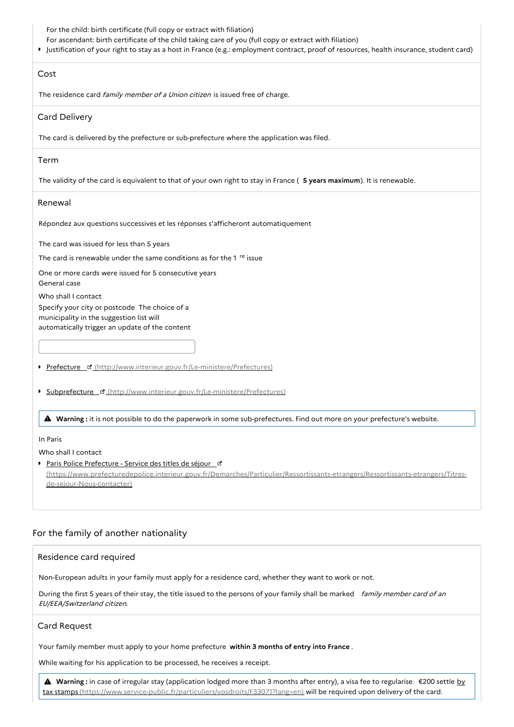For the child: birth certificate (full copy or extract with filiation)

For ascendant: birth certificate of the child taking care of you (full copy or extract with filiation)

- Justification of your right to stay as a host in France (e.g.: employment contract, proof of resources, health insurance, student card)

### Cost

The residence card *family member of a Union citizen* is issued free of charge.

### Card Delivery

The card is delivered by the prefecture or sub-prefecture where the application was filed.

### Term

The validity of the card is equivalent to that of your own right to stay in France ( **5 years maximum**). It is renewable.

### Renewal

Répondez aux questions successives et les réponses s'afficheront automatiquement

The card was issued for less than 5 years

The card is renewable under the same conditions as for the 1 re issue

One or more cards were issued for 5 consecutive years

General case

Who shall I contact

Specify your city or postcode The choice of a municipality in the suggestion list will automatically trigger an update of the content

- Prefecture (http://www.interieur.gouv.fr/Le-ministere/Prefectures)
- Subprefecture (http://www.interieur.gouv.fr/Le-ministere/Prefectures)

> ⚠ **Warning :** it is not possible to do the paperwork in some sub-prefectures. Find out more on your prefecture's website.

In Paris

Who shall I contact

- Paris Police Prefecture - Service des titles de séjour (https://www.prefecturedepolice.interieur.gouv.fr/Demarches/Particulier/Ressortissants-etrangers/Ressortissants-etrangers/Titres-de-sejour-Nous-contacter)

## For the family of another nationality

### Residence card required

Non-European adults in your family must apply for a residence card, whether they want to work or not.

During the first 5 years of their stay, the title issued to the persons of your family shall be marked *family member card of an EU/EEA/Switzerland citizen.*

### Card Request

Your family member must apply to your home prefecture **within 3 months of entry into France** .

While waiting for his application to be processed, he receives a receipt.

> ⚠ **Warning :** in case of irregular stay (application lodged more than 3 months after entry), a visa fee to regularise €200 settle by tax stamps (https://www.service-public.fr/particuliers/vosdroits/F33071?lang=en) will be required upon delivery of the card.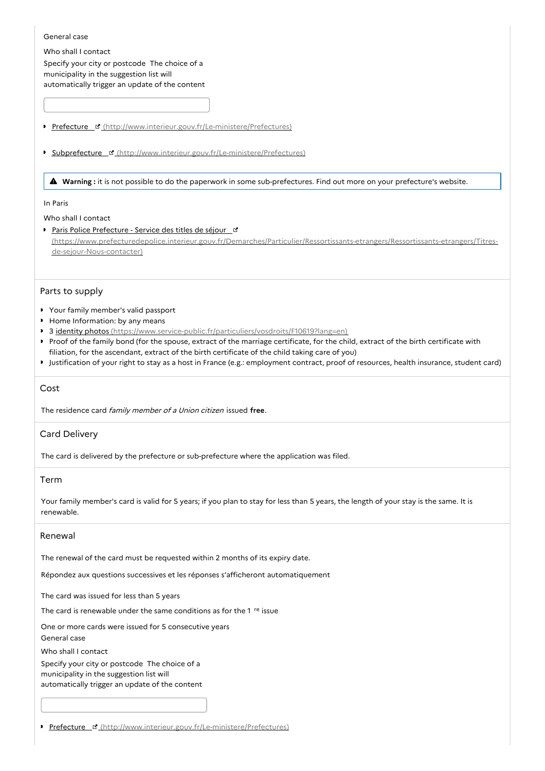General case

Who shall I contact

Specify your city or postcode The choice of a municipality in the suggestion list will automatically trigger an update of the content

- [Prefecture](http://www.interieur.gouv.fr/Le-ministere/Prefectures) (http://www.interieur.gouv.fr/Le-ministere/Prefectures)
- [Subprefecture](http://www.interieur.gouv.fr/Le-ministere/Prefectures) (http://www.interieur.gouv.fr/Le-ministere/Prefectures)

> ⚠ **Warning :** it is not possible to do the paperwork in some sub-prefectures. Find out more on your prefecture's website.

In Paris

Who shall I contact

- [Paris Police Prefecture - Service des titles de séjour](https://www.prefecturedepolice.interieur.gouv.fr/Demarches/Particulier/Ressortissants-etrangers/Ressortissants-etrangers/Titres-de-sejour-Nous-contacter) (https://www.prefecturedepolice.interieur.gouv.fr/Demarches/Particulier/Ressortissants-etrangers/Ressortissants-etrangers/Titres-de-sejour-Nous-contacter)

## Parts to supply

- Your family member's valid passport
- Home Information: by any means
- 3 [identity photos](https://www.service-public.fr/particuliers/vosdroits/F10619?lang=en) (https://www.service-public.fr/particuliers/vosdroits/F10619?lang=en)
- Proof of the family bond (for the spouse, extract of the marriage certificate, for the child, extract of the birth certificate with filiation, for the ascendant, extract of the birth certificate of the child taking care of you)
- Justification of your right to stay as a host in France (e.g.: employment contract, proof of resources, health insurance, student card)

## Cost

The residence card *family member of a Union citizen* issued **free**.

## Card Delivery

The card is delivered by the prefecture or sub-prefecture where the application was filed.

## Term

Your family member's card is valid for 5 years; if you plan to stay for less than 5 years, the length of your stay is the same. It is renewable.

## Renewal

The renewal of the card must be requested within 2 months of its expiry date.

Répondez aux questions successives et les réponses s'afficheront automatiquement

The card was issued for less than 5 years

The card is renewable under the same conditions as for the 1 re issue

One or more cards were issued for 5 consecutive years

General case

Who shall I contact

Specify your city or postcode The choice of a municipality in the suggestion list will automatically trigger an update of the content

- [Prefecture](http://www.interieur.gouv.fr/Le-ministere/Prefectures) (http://www.interieur.gouv.fr/Le-ministere/Prefectures)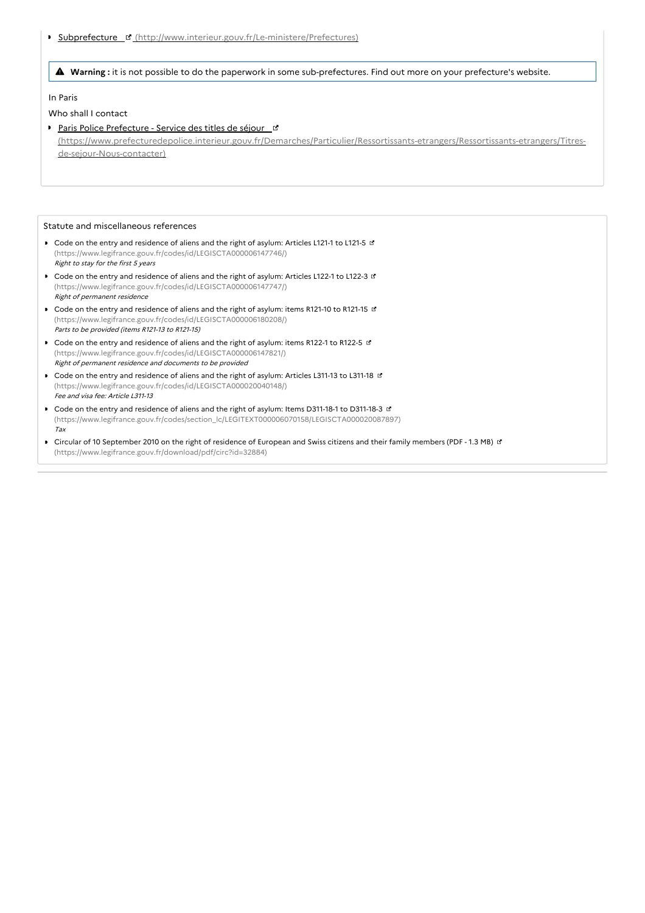- [Subprefecture](http://www.interieur.gouv.fr/Le-ministere/Prefectures) (http://www.interieur.gouv.fr/Le-ministere/Prefectures)

> **Warning :** it is not possible to do the paperwork in some sub-prefectures. Find out more on your prefecture's website.

In Paris

Who shall I contact

- [Paris Police Prefecture - Service des titles de séjour](https://www.prefecturedepolice.interieur.gouv.fr/Demarches/Particulier/Ressortissants-etrangers/Ressortissants-etrangers/Titres-de-sejour-Nous-contacter) (https://www.prefecturedepolice.interieur.gouv.fr/Demarches/Particulier/Ressortissants-etrangers/Ressortissants-etrangers/Titres-de-sejour-Nous-contacter)

Statute and miscellaneous references

- Code on the entry and residence of aliens and the right of asylum: Articles L121-1 to L121-5 (https://www.legifrance.gouv.fr/codes/id/LEGISCTA000006147746/)
  *Right to stay for the first 5 years*
- Code on the entry and residence of aliens and the right of asylum: Articles L122-1 to L122-3 (https://www.legifrance.gouv.fr/codes/id/LEGISCTA000006147747/)
  *Right of permanent residence*
- Code on the entry and residence of aliens and the right of asylum: items R121-10 to R121-15 (https://www.legifrance.gouv.fr/codes/id/LEGISCTA000006180208/)
  *Parts to be provided (items R121-13 to R121-15)*
- Code on the entry and residence of aliens and the right of asylum: items R122-1 to R122-5 (https://www.legifrance.gouv.fr/codes/id/LEGISCTA000006147821/)
  *Right of permanent residence and documents to be provided*
- Code on the entry and residence of aliens and the right of asylum: Articles L311-13 to L311-18 (https://www.legifrance.gouv.fr/codes/id/LEGISCTA000020040148/)
  *Fee and visa fee: Article L311-13*
- Code on the entry and residence of aliens and the right of asylum: Items D311-18-1 to D311-18-3 (https://www.legifrance.gouv.fr/codes/section_lc/LEGITEXT000006070158/LEGISCTA000020087897)
  *Tax*
- Circular of 10 September 2010 on the right of residence of European and Swiss citizens and their family members (PDF - 1.3 MB) (https://www.legifrance.gouv.fr/download/pdf/circ?id=32884)